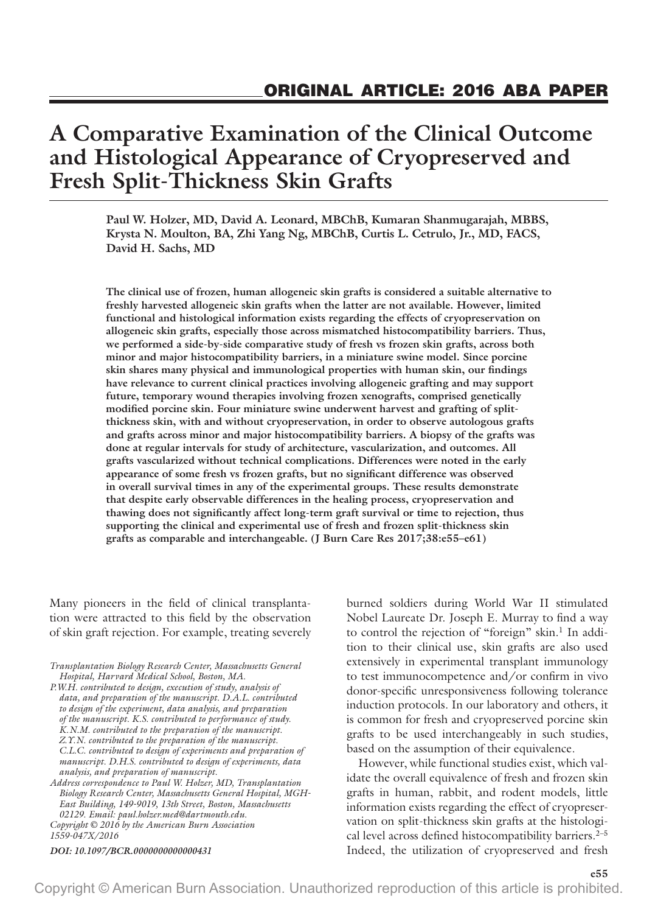## ORIGINAL ARTICLE: 2016 ABA PAPER

# A Comparative Examination of the Clinical Outcome and Histological Appearance of Cryopreserved and Fresh Split-Thickness Skin Grafts

**Paul W. Holzer, MD, David A. Leonard, MBChB, Kumaran Shanmugarajah, MBBS, Krysta N. Moulton, BA, Zhi Yang Ng, MBChB, Curtis L. Cetrulo, Jr., MD, FACS, David H. Sachs, MD**

**The clinical use of frozen, human allogeneic skin grafts is considered a suitable alternative to freshly harvested allogeneic skin grafts when the latter are not available. However, limited functional and histological information exists regarding the effects of cryopreservation on allogeneic skin grafts, especially those across mismatched histocompatibility barriers. Thus, we performed a side-by-side comparative study of fresh vs frozen skin grafts, across both minor and major histocompatibility barriers, in a miniature swine model. Since porcine skin shares many physical and immunological properties with human skin, our findings have relevance to current clinical practices involving allogeneic grafting and may support future, temporary wound therapies involving frozen xenografts, comprised genetically modified porcine skin. Four miniature swine underwent harvest and grafting of split-thickness skin, with and without cryopreservation, in order to observe autologous grafts and grafts across minor and major histocompatibility barriers. A biopsy of the grafts was done at regular intervals for study of architecture, vascularization, and outcomes. All grafts vascularized without technical complications. Differences were noted in the early appearance of some fresh vs frozen grafts, but no significant difference was observed in overall survival times in any of the experimental groups. These results demonstrate that despite early observable differences in the healing process, cryopreservation and thawing does not significantly affect long-term graft survival or time to rejection, thus supporting the clinical and experimental use of fresh and frozen split-thickness skin grafts as comparable and interchangeable. (J Burn Care Res 2017;38:e55–e61)**

Many pioneers in the field of clinical transplantation were attracted to this field by the observation of skin graft rejection. For example, treating severely burned soldiers during World War II stimulated Nobel Laureate Dr. Joseph E. Murray to find a way to control the rejection of "foreign" skin.[1] In addition to their clinical use, skin grafts are also used extensively in experimental transplant immunology to test immunocompetence and/or confirm in vivo donor-specific unresponsiveness following tolerance induction protocols. In our laboratory and others, it is common for fresh and cryopreserved porcine skin grafts to be used interchangeably in such studies, based on the assumption of their equivalence.

However, while functional studies exist, which validate the overall equivalence of fresh and frozen skin grafts in human, rabbit, and rodent models, little information exists regarding the effect of cryopreservation on split-thickness skin grafts at the histological level across defined histocompatibility barriers.[2–5] Indeed, the utilization of cryopreserved and fresh

*Transplantation Biology Research Center, Massachusetts General Hospital, Harvard Medical School, Boston, MA.*

*P.W.H. contributed to design, execution of study, analysis of data, and preparation of the manuscript. D.A.L. contributed to design of the experiment, data analysis, and preparation of the manuscript. K.S. contributed to performance of study. K.N.M. contributed to the preparation of the manuscript. Z.Y.N. contributed to the preparation of the manuscript. C.L.C. contributed to design of experiments and preparation of manuscript. D.H.S. contributed to design of experiments, data analysis, and preparation of manuscript.*

*Address correspondence to Paul W. Holzer, MD, Transplantation Biology Research Center, Massachusetts General Hospital, MGH-East Building, 149-9019, 13th Street, Boston, Massachusetts 02129. Email: paul.holzer.med@dartmouth.edu.*

*Copyright © 2016 by the American Burn Association*

*1559-047X/2016*

*DOI: 10.1097/BCR.0000000000000431*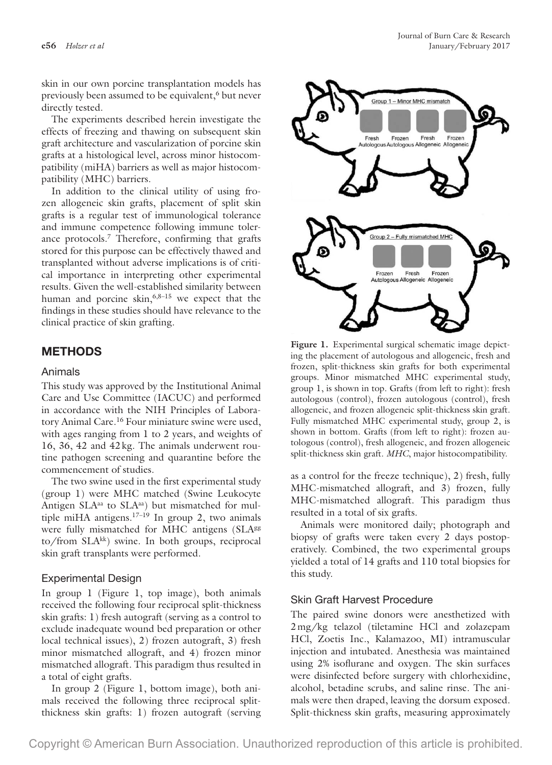skin in our own porcine transplantation models has previously been assumed to be equivalent,[6] but never directly tested.

The experiments described herein investigate the effects of freezing and thawing on subsequent skin graft architecture and vascularization of porcine skin grafts at a histological level, across minor histocompatibility (miHA) barriers as well as major histocompatibility (MHC) barriers.

In addition to the clinical utility of using frozen allogeneic skin grafts, placement of split skin grafts is a regular test of immunological tolerance and immune competence following immune tolerance protocols.[7] Therefore, confirming that grafts stored for this purpose can be effectively thawed and transplanted without adverse implications is of critical importance in interpreting other experimental results. Given the well-established similarity between human and porcine skin,[6,8–15] we expect that the findings in these studies should have relevance to the clinical practice of skin grafting.

## METHODS

### Animals

This study was approved by the Institutional Animal Care and Use Committee (IACUC) and performed in accordance with the NIH Principles of Laboratory Animal Care.[16] Four miniature swine were used, with ages ranging from 1 to 2 years, and weights of 16, 36, 42 and 42 kg. The animals underwent routine pathogen screening and quarantine before the commencement of studies.

The two swine used in the first experimental study (group 1) were MHC matched (Swine Leukocyte Antigen $SLA^{aa}$ to $SLA^{aa}$) but mismatched for multiple miHA antigens.[17–19] In group 2, two animals were fully mismatched for MHC antigens ($SLA^{gg}$ to/from $SLA^{kk}$) swine. In both groups, reciprocal skin graft transplants were performed.

### Experimental Design

In group 1 (Figure 1, top image), both animals received the following four reciprocal split-thickness skin grafts: 1) fresh autograft (serving as a control to exclude inadequate wound bed preparation or other local technical issues), 2) frozen autograft, 3) fresh minor mismatched allograft, and 4) frozen minor mismatched allograft. This paradigm thus resulted in a total of eight grafts.

In group 2 (Figure 1, bottom image), both animals received the following three reciprocal split-thickness skin grafts: 1) frozen autograft (serving as a control for the freeze technique), 2) fresh, fully MHC-mismatched allograft, and 3) frozen, fully MHC-mismatched allograft. This paradigm thus resulted in a total of six grafts.

Animals were monitored daily; photograph and biopsy of grafts were taken every 2 days postoperatively. Combined, the two experimental groups yielded a total of 14 grafts and 110 total biopsies for this study.

**Figure 1.** Experimental surgical schematic image depicting the placement of autologous and allogeneic, fresh and frozen, split-thickness skin grafts for both experimental groups. Minor mismatched MHC experimental study, group 1, is shown in top. Grafts (from left to right): fresh autologous (control), frozen autologous (control), fresh allogeneic, and frozen allogeneic split-thickness skin graft. Fully mismatched MHC experimental study, group 2, is shown in bottom. Grafts (from left to right): frozen autologous (control), fresh allogeneic, and frozen allogeneic split-thickness skin graft. *MHC*, major histocompatibility.

### Skin Graft Harvest Procedure

The paired swine donors were anesthetized with 2 mg/kg telazol (tiletamine HCl and zolazepam HCl, Zoetis Inc., Kalamazoo, MI) intramuscular injection and intubated. Anesthesia was maintained using 2% isoflurane and oxygen. The skin surfaces were disinfected before surgery with chlorhexidine, alcohol, betadine scrubs, and saline rinse. The animals were then draped, leaving the dorsum exposed. Split-thickness skin grafts, measuring approximately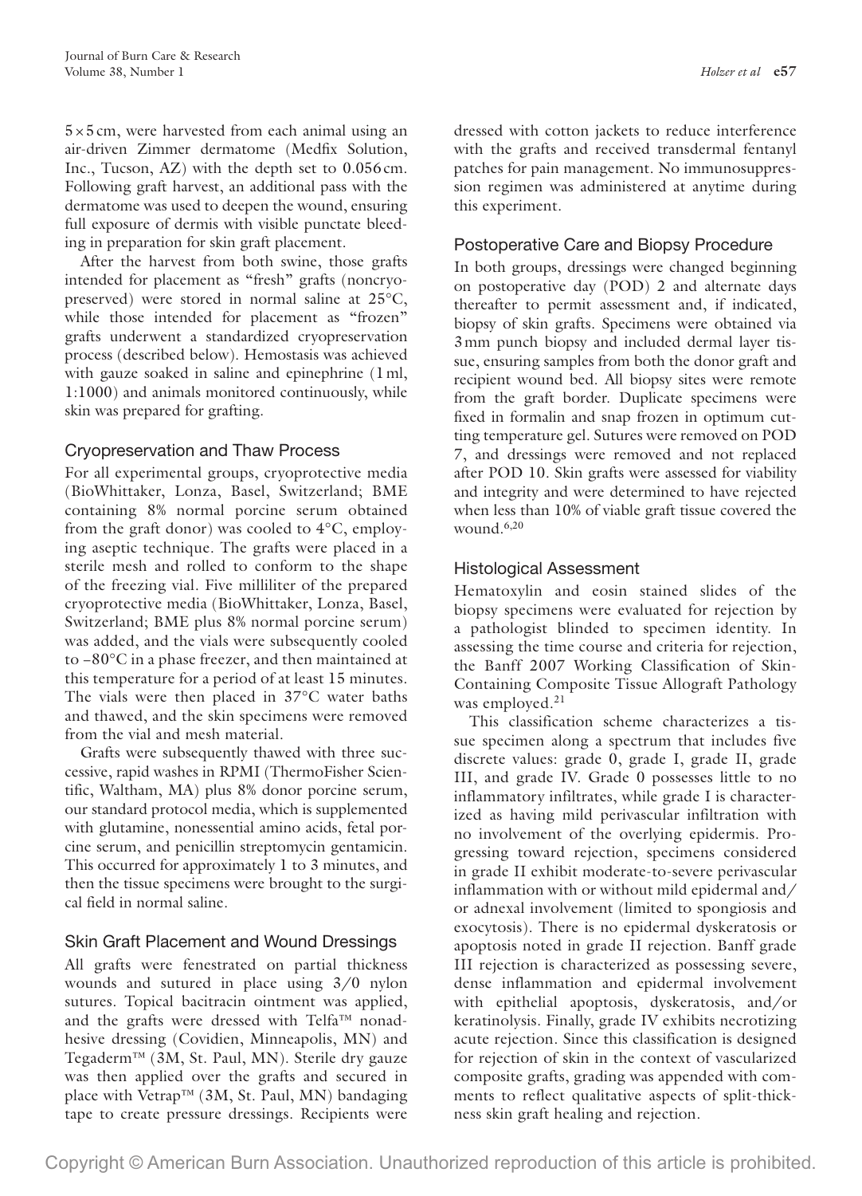5 × 5 cm, were harvested from each animal using an air-driven Zimmer dermatome (Medfix Solution, Inc., Tucson, AZ) with the depth set to 0.056 cm. Following graft harvest, an additional pass with the dermatome was used to deepen the wound, ensuring full exposure of dermis with visible punctate bleeding in preparation for skin graft placement.

After the harvest from both swine, those grafts intended for placement as "fresh" grafts (noncryopreserved) were stored in normal saline at 25°C, while those intended for placement as "frozen" grafts underwent a standardized cryopreservation process (described below). Hemostasis was achieved with gauze soaked in saline and epinephrine (1 ml, 1:1000) and animals monitored continuously, while skin was prepared for grafting.

## Cryopreservation and Thaw Process

For all experimental groups, cryoprotective media (BioWhittaker, Lonza, Basel, Switzerland; BME containing 8% normal porcine serum obtained from the graft donor) was cooled to 4°C, employing aseptic technique. The grafts were placed in a sterile mesh and rolled to conform to the shape of the freezing vial. Five milliliter of the prepared cryoprotective media (BioWhittaker, Lonza, Basel, Switzerland; BME plus 8% normal porcine serum) was added, and the vials were subsequently cooled to −80°C in a phase freezer, and then maintained at this temperature for a period of at least 15 minutes. The vials were then placed in 37°C water baths and thawed, and the skin specimens were removed from the vial and mesh material.

Grafts were subsequently thawed with three successive, rapid washes in RPMI (ThermoFisher Scientific, Waltham, MA) plus 8% donor porcine serum, our standard protocol media, which is supplemented with glutamine, nonessential amino acids, fetal porcine serum, and penicillin streptomycin gentamicin. This occurred for approximately 1 to 3 minutes, and then the tissue specimens were brought to the surgical field in normal saline.

## Skin Graft Placement and Wound Dressings

All grafts were fenestrated on partial thickness wounds and sutured in place using 3/0 nylon sutures. Topical bacitracin ointment was applied, and the grafts were dressed with Telfa™ nonadhesive dressing (Covidien, Minneapolis, MN) and Tegaderm™ (3M, St. Paul, MN). Sterile dry gauze was then applied over the grafts and secured in place with Vetrap™ (3M, St. Paul, MN) bandaging tape to create pressure dressings. Recipients were dressed with cotton jackets to reduce interference with the grafts and received transdermal fentanyl patches for pain management. No immunosuppression regimen was administered at anytime during this experiment.

## Postoperative Care and Biopsy Procedure

In both groups, dressings were changed beginning on postoperative day (POD) 2 and alternate days thereafter to permit assessment and, if indicated, biopsy of skin grafts. Specimens were obtained via 3 mm punch biopsy and included dermal layer tissue, ensuring samples from both the donor graft and recipient wound bed. All biopsy sites were remote from the graft border. Duplicate specimens were fixed in formalin and snap frozen in optimum cutting temperature gel. Sutures were removed on POD 7, and dressings were removed and not replaced after POD 10. Skin grafts were assessed for viability and integrity and were determined to have rejected when less than 10% of viable graft tissue covered the wound.[6,20]

## Histological Assessment

Hematoxylin and eosin stained slides of the biopsy specimens were evaluated for rejection by a pathologist blinded to specimen identity. In assessing the time course and criteria for rejection, the Banff 2007 Working Classification of Skin-Containing Composite Tissue Allograft Pathology was employed.[21]

This classification scheme characterizes a tissue specimen along a spectrum that includes five discrete values: grade 0, grade I, grade II, grade III, and grade IV. Grade 0 possesses little to no inflammatory infiltrates, while grade I is characterized as having mild perivascular infiltration with no involvement of the overlying epidermis. Progressing toward rejection, specimens considered in grade II exhibit moderate-to-severe perivascular inflammation with or without mild epidermal and/or adnexal involvement (limited to spongiosis and exocytosis). There is no epidermal dyskeratosis or apoptosis noted in grade II rejection. Banff grade III rejection is characterized as possessing severe, dense inflammation and epidermal involvement with epithelial apoptosis, dyskeratosis, and/or keratinolysis. Finally, grade IV exhibits necrotizing acute rejection. Since this classification is designed for rejection of skin in the context of vascularized composite grafts, grading was appended with comments to reflect qualitative aspects of split-thickness skin graft healing and rejection.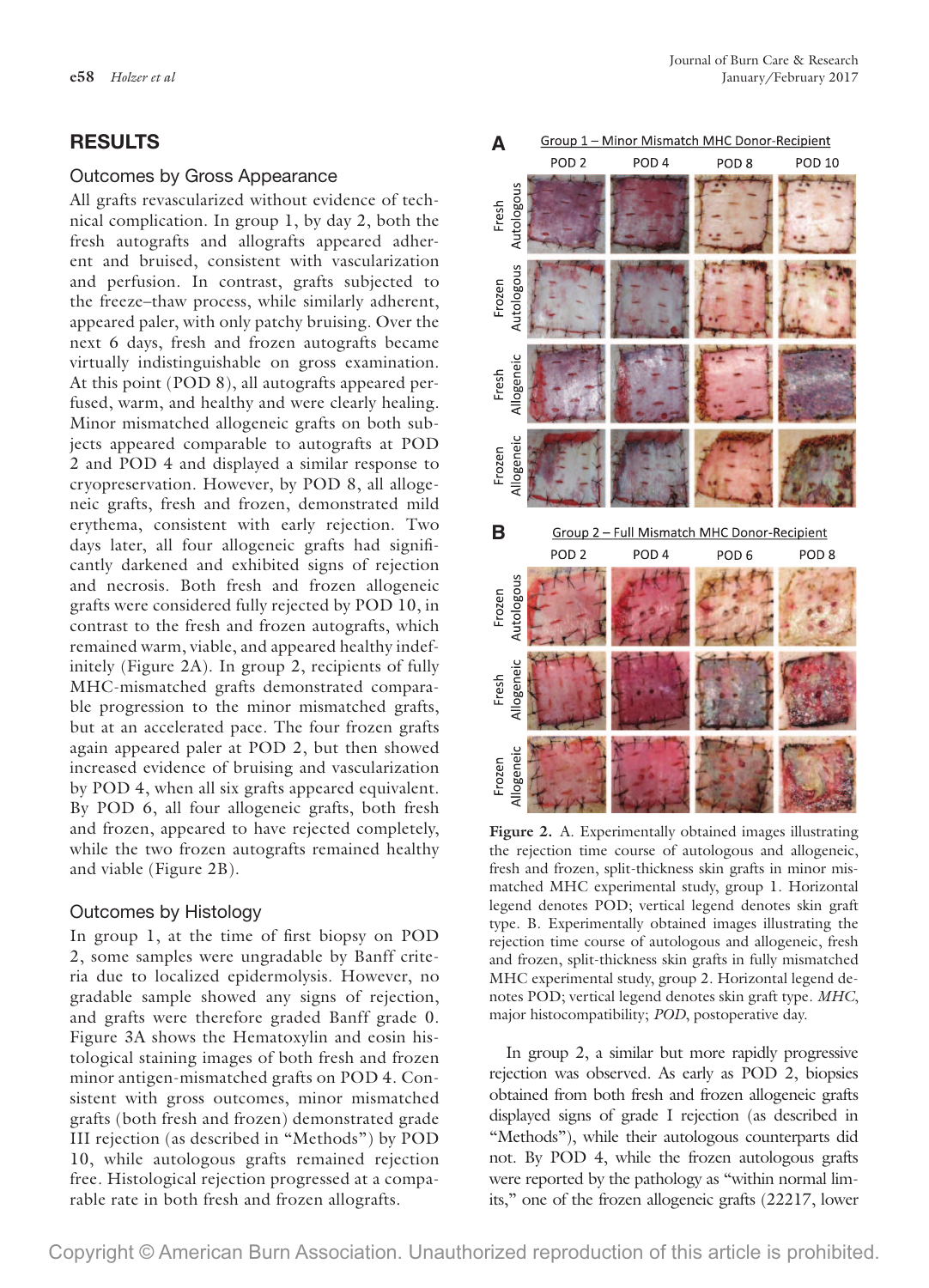## RESULTS

### Outcomes by Gross Appearance

All grafts revascularized without evidence of technical complication. In group 1, by day 2, both the fresh autografts and allografts appeared adherent and bruised, consistent with vascularization and perfusion. In contrast, grafts subjected to the freeze–thaw process, while similarly adherent, appeared paler, with only patchy bruising. Over the next 6 days, fresh and frozen autografts became virtually indistinguishable on gross examination. At this point (POD 8), all autografts appeared perfused, warm, and healthy and were clearly healing. Minor mismatched allogeneic grafts on both subjects appeared comparable to autografts at POD 2 and POD 4 and displayed a similar response to cryopreservation. However, by POD 8, all allogeneic grafts, fresh and frozen, demonstrated mild erythema, consistent with early rejection. Two days later, all four allogeneic grafts had significantly darkened and exhibited signs of rejection and necrosis. Both fresh and frozen allogeneic grafts were considered fully rejected by POD 10, in contrast to the fresh and frozen autografts, which remained warm, viable, and appeared healthy indefinitely (Figure 2A). In group 2, recipients of fully MHC-mismatched grafts demonstrated comparable progression to the minor mismatched grafts, but at an accelerated pace. The four frozen grafts again appeared paler at POD 2, but then showed increased evidence of bruising and vascularization by POD 4, when all six grafts appeared equivalent. By POD 6, all four allogeneic grafts, both fresh and frozen, appeared to have rejected completely, while the two frozen autografts remained healthy and viable (Figure 2B).

### Outcomes by Histology

In group 1, at the time of first biopsy on POD 2, some samples were ungradable by Banff criteria due to localized epidermolysis. However, no gradable sample showed any signs of rejection, and grafts were therefore graded Banff grade 0. Figure 3A shows the Hematoxylin and eosin histological staining images of both fresh and frozen minor antigen-mismatched grafts on POD 4. Consistent with gross outcomes, minor mismatched grafts (both fresh and frozen) demonstrated grade III rejection (as described in "Methods") by POD 10, while autologous grafts remained rejection free. Histological rejection progressed at a comparable rate in both fresh and frozen allografts.

**Figure 2.** A. Experimentally obtained images illustrating the rejection time course of autologous and allogeneic, fresh and frozen, split-thickness skin grafts in minor mismatched MHC experimental study, group 1. Horizontal legend denotes POD; vertical legend denotes skin graft type. B. Experimentally obtained images illustrating the rejection time course of autologous and allogeneic, fresh and frozen, split-thickness skin grafts in fully mismatched MHC experimental study, group 2. Horizontal legend denotes POD; vertical legend denotes skin graft type. *MHC*, major histocompatibility; *POD*, postoperative day.

In group 2, a similar but more rapidly progressive rejection was observed. As early as POD 2, biopsies obtained from both fresh and frozen allogeneic grafts displayed signs of grade I rejection (as described in "Methods"), while their autologous counterparts did not. By POD 4, while the frozen autologous grafts were reported by the pathology as "within normal limits," one of the frozen allogeneic grafts (22217, lower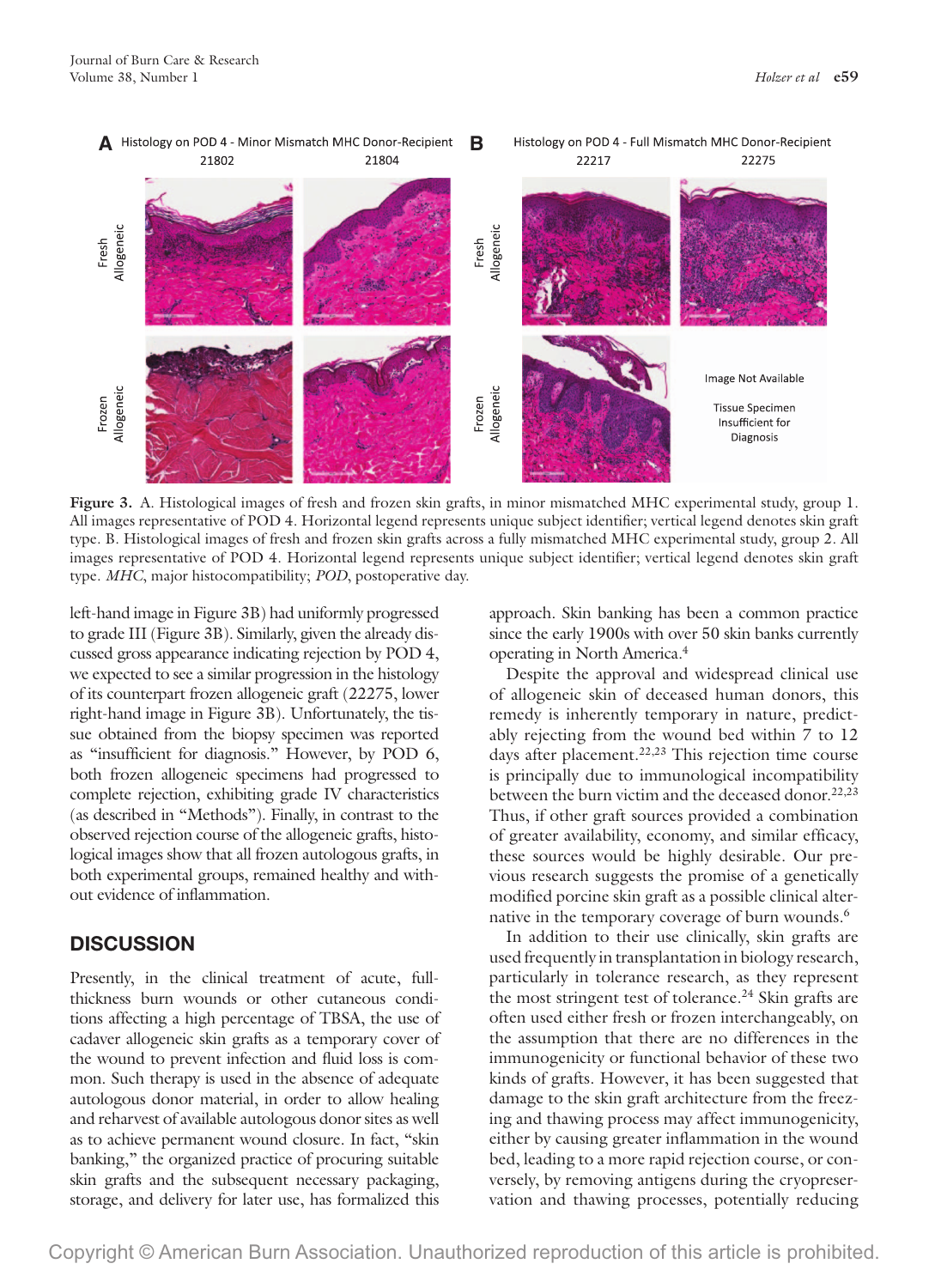Figure 3. A. Histological images of fresh and frozen skin grafts, in minor mismatched MHC experimental study, group 1. All images representative of POD 4. Horizontal legend represents unique subject identifier; vertical legend denotes skin graft type. B. Histological images of fresh and frozen skin grafts across a fully mismatched MHC experimental study, group 2. All images representative of POD 4. Horizontal legend represents unique subject identifier; vertical legend denotes skin graft type. *MHC*, major histocompatibility; *POD*, postoperative day.

left-hand image in Figure 3B) had uniformly progressed to grade III (Figure 3B). Similarly, given the already discussed gross appearance indicating rejection by POD 4, we expected to see a similar progression in the histology of its counterpart frozen allogeneic graft (22275, lower right-hand image in Figure 3B). Unfortunately, the tissue obtained from the biopsy specimen was reported as "insufficient for diagnosis." However, by POD 6, both frozen allogeneic specimens had progressed to complete rejection, exhibiting grade IV characteristics (as described in "Methods"). Finally, in contrast to the observed rejection course of the allogeneic grafts, histological images show that all frozen autologous grafts, in both experimental groups, remained healthy and without evidence of inflammation.

## DISCUSSION

Presently, in the clinical treatment of acute, full-thickness burn wounds or other cutaneous conditions affecting a high percentage of TBSA, the use of cadaver allogeneic skin grafts as a temporary cover of the wound to prevent infection and fluid loss is common. Such therapy is used in the absence of adequate autologous donor material, in order to allow healing and reharvest of available autologous donor sites as well as to achieve permanent wound closure. In fact, "skin banking," the organized practice of procuring suitable skin grafts and the subsequent necessary packaging, storage, and delivery for later use, has formalized this approach. Skin banking has been a common practice since the early 1900s with over 50 skin banks currently operating in North America.[4]

Despite the approval and widespread clinical use of allogeneic skin of deceased human donors, this remedy is inherently temporary in nature, predictably rejecting from the wound bed within 7 to 12 days after placement.[22,23] This rejection time course is principally due to immunological incompatibility between the burn victim and the deceased donor.[22,23] Thus, if other graft sources provided a combination of greater availability, economy, and similar efficacy, these sources would be highly desirable. Our previous research suggests the promise of a genetically modified porcine skin graft as a possible clinical alternative in the temporary coverage of burn wounds.[6]

In addition to their use clinically, skin grafts are used frequently in transplantation in biology research, particularly in tolerance research, as they represent the most stringent test of tolerance.[24] Skin grafts are often used either fresh or frozen interchangeably, on the assumption that there are no differences in the immunogenicity or functional behavior of these two kinds of grafts. However, it has been suggested that damage to the skin graft architecture from the freezing and thawing process may affect immunogenicity, either by causing greater inflammation in the wound bed, leading to a more rapid rejection course, or conversely, by removing antigens during the cryopreservation and thawing processes, potentially reducing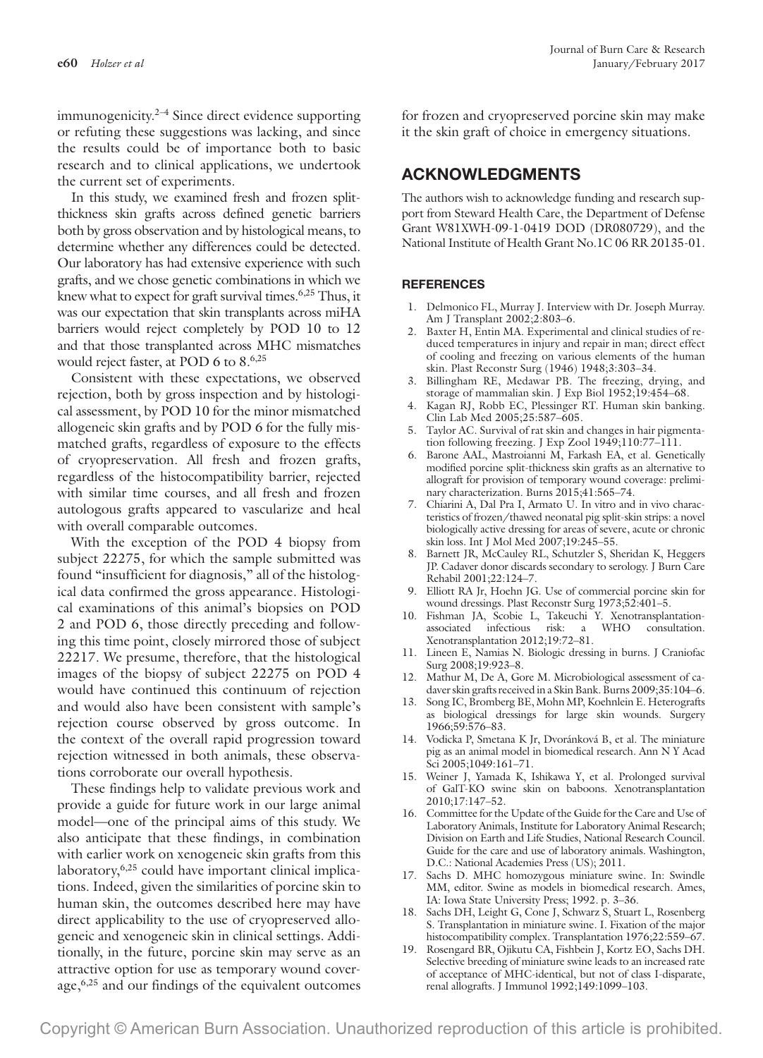immunogenicity.[2–4] Since direct evidence supporting or refuting these suggestions was lacking, and since the results could be of importance both to basic research and to clinical applications, we undertook the current set of experiments.

In this study, we examined fresh and frozen split-thickness skin grafts across defined genetic barriers both by gross observation and by histological means, to determine whether any differences could be detected. Our laboratory has had extensive experience with such grafts, and we chose genetic combinations in which we knew what to expect for graft survival times.[6,25] Thus, it was our expectation that skin transplants across miHA barriers would reject completely by POD 10 to 12 and that those transplanted across MHC mismatches would reject faster, at POD 6 to 8.[6,25]

Consistent with these expectations, we observed rejection, both by gross inspection and by histological assessment, by POD 10 for the minor mismatched allogeneic skin grafts and by POD 6 for the fully mismatched grafts, regardless of exposure to the effects of cryopreservation. All fresh and frozen grafts, regardless of the histocompatibility barrier, rejected with similar time courses, and all fresh and frozen autologous grafts appeared to vascularize and heal with overall comparable outcomes.

With the exception of the POD 4 biopsy from subject 22275, for which the sample submitted was found "insufficient for diagnosis," all of the histological data confirmed the gross appearance. Histological examinations of this animal's biopsies on POD 2 and POD 6, those directly preceding and following this time point, closely mirrored those of subject 22217. We presume, therefore, that the histological images of the biopsy of subject 22275 on POD 4 would have continued this continuum of rejection and would also have been consistent with sample's rejection course observed by gross outcome. In the context of the overall rapid progression toward rejection witnessed in both animals, these observations corroborate our overall hypothesis.

These findings help to validate previous work and provide a guide for future work in our large animal model—one of the principal aims of this study. We also anticipate that these findings, in combination with earlier work on xenogeneic skin grafts from this laboratory,[6,25] could have important clinical implications. Indeed, given the similarities of porcine skin to human skin, the outcomes described here may have direct applicability to the use of cryopreserved allogeneic and xenogeneic skin in clinical settings. Additionally, in the future, porcine skin may serve as an attractive option for use as temporary wound coverage,[6,25] and our findings of the equivalent outcomes for frozen and cryopreserved porcine skin may make it the skin graft of choice in emergency situations.

## ACKNOWLEDGMENTS

The authors wish to acknowledge funding and research support from Steward Health Care, the Department of Defense Grant W81XWH-09-1-0419 DOD (DR080729), and the National Institute of Health Grant No.1C 06 RR 20135-01.

### REFERENCES

1. Delmonico FL, Murray J. Interview with Dr. Joseph Murray. Am J Transplant 2002;2:803–6.
2. Baxter H, Entin MA. Experimental and clinical studies of reduced temperatures in injury and repair in man; direct effect of cooling and freezing on various elements of the human skin. Plast Reconstr Surg (1946) 1948;3:303–34.
3. Billingham RE, Medawar PB. The freezing, drying, and storage of mammalian skin. J Exp Biol 1952;19:454–68.
4. Kagan RJ, Robb EC, Plessinger RT. Human skin banking. Clin Lab Med 2005;25:587–605.
5. Taylor AC. Survival of rat skin and changes in hair pigmentation following freezing. J Exp Zool 1949;110:77–111.
6. Barone AAL, Mastroianni M, Farkash EA, et al. Genetically modified porcine split-thickness skin grafts as an alternative to allograft for provision of temporary wound coverage: preliminary characterization. Burns 2015;41:565–74.
7. Chiarini A, Dal Pra I, Armato U. In vitro and in vivo characteristics of frozen/thawed neonatal pig split-skin strips: a novel biologically active dressing for areas of severe, acute or chronic skin loss. Int J Mol Med 2007;19:245–55.
8. Barnett JR, McCauley RL, Schutzler S, Sheridan K, Heggers JP. Cadaver donor discards secondary to serology. J Burn Care Rehabil 2001;22:124–7.
9. Elliott RA Jr, Hoehn JG. Use of commercial porcine skin for wound dressings. Plast Reconstr Surg 1973;52:401–5.
10. Fishman JA, Scobie L, Takeuchi Y. Xenotransplantation-associated infectious risk: a WHO consultation. Xenotransplantation 2012;19:72–81.
11. Lineen E, Namias N. Biologic dressing in burns. J Craniofac Surg 2008;19:923–8.
12. Mathur M, De A, Gore M. Microbiological assessment of cadaver skin grafts received in a Skin Bank. Burns 2009;35:104–6.
13. Song IC, Bromberg BE, Mohn MP, Koehnlein E. Heterografts as biological dressings for large skin wounds. Surgery 1966;59:576–83.
14. Vodicka P, Smetana K Jr, Dvoránková B, et al. The miniature pig as an animal model in biomedical research. Ann N Y Acad Sci 2005;1049:161–71.
15. Weiner J, Yamada K, Ishikawa Y, et al. Prolonged survival of GalT-KO swine skin on baboons. Xenotransplantation 2010;17:147–52.
16. Committee for the Update of the Guide for the Care and Use of Laboratory Animals, Institute for Laboratory Animal Research; Division on Earth and Life Studies, National Research Council. Guide for the care and use of laboratory animals. Washington, D.C.: National Academies Press (US); 2011.
17. Sachs D. MHC homozygous miniature swine. In: Swindle MM, editor. Swine as models in biomedical research. Ames, IA: Iowa State University Press; 1992. p. 3–36.
18. Sachs DH, Leight G, Cone J, Schwarz S, Stuart L, Rosenberg S. Transplantation in miniature swine. I. Fixation of the major histocompatibility complex. Transplantation 1976;22:559–67.
19. Rosengard BR, Ojikutu CA, Fishbein J, Kortz EO, Sachs DH. Selective breeding of miniature swine leads to an increased rate of acceptance of MHC-identical, but not of class I-disparate, renal allografts. J Immunol 1992;149:1099–103.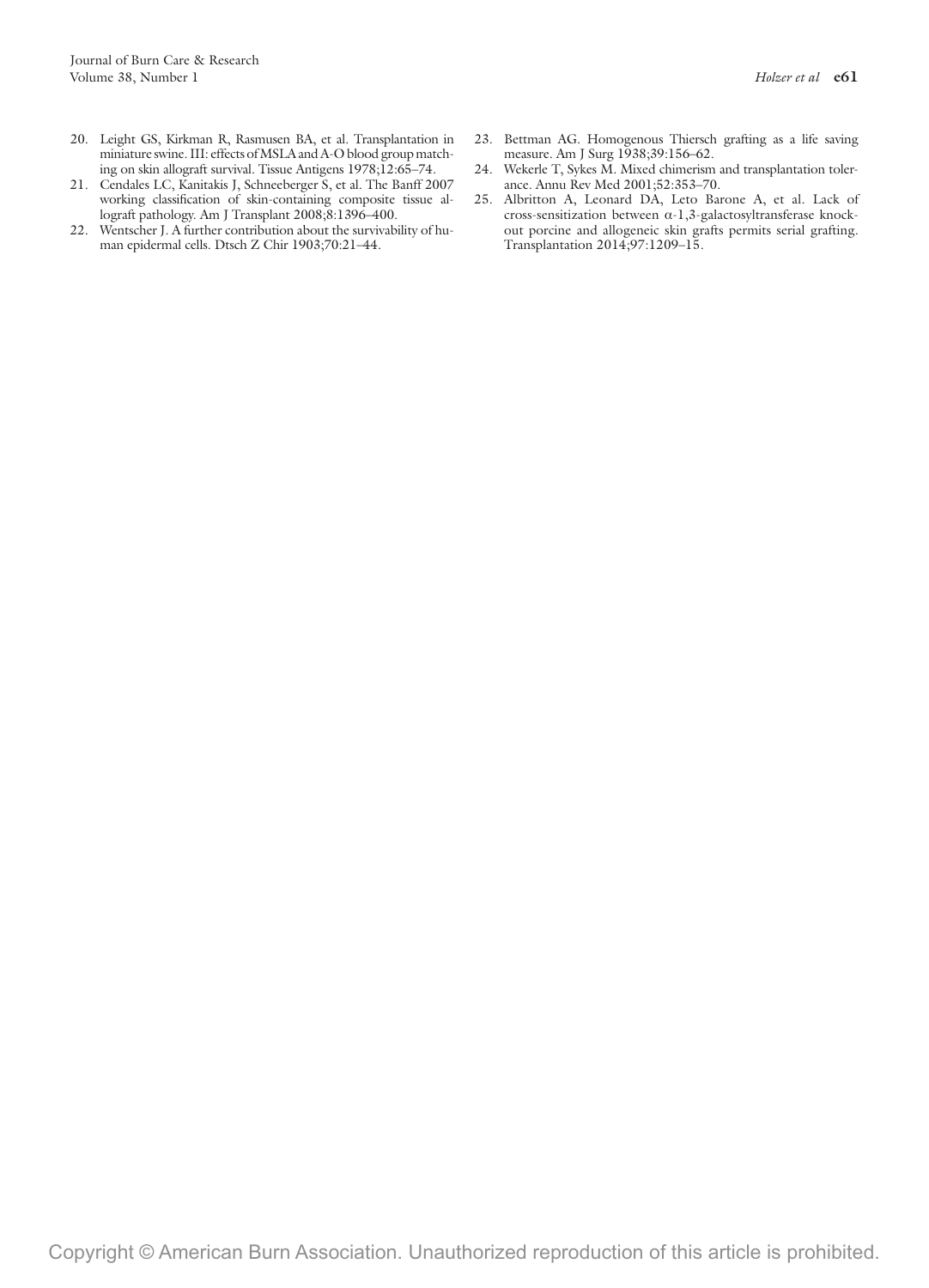20. Leight GS, Kirkman R, Rasmusen BA, et al. Transplantation in miniature swine. III: effects of MSLA and A-O blood group matching on skin allograft survival. Tissue Antigens 1978;12:65–74.
21. Cendales LC, Kanitakis J, Schneeberger S, et al. The Banff 2007 working classification of skin-containing composite tissue allograft pathology. Am J Transplant 2008;8:1396–400.
22. Wentscher J. A further contribution about the survivability of human epidermal cells. Dtsch Z Chir 1903;70:21–44.
23. Bettman AG. Homogenous Thiersch grafting as a life saving measure. Am J Surg 1938;39:156–62.
24. Wekerle T, Sykes M. Mixed chimerism and transplantation tolerance. Annu Rev Med 2001;52:353–70.
25. Albritton A, Leonard DA, Leto Barone A, et al. Lack of cross-sensitization between $\alpha$-1,3-galactosyltransferase knock-out porcine and allogeneic skin grafts permits serial grafting. Transplantation 2014;97:1209–15.

Copyright © American Burn Association. Unauthorized reproduction of this article is prohibited.